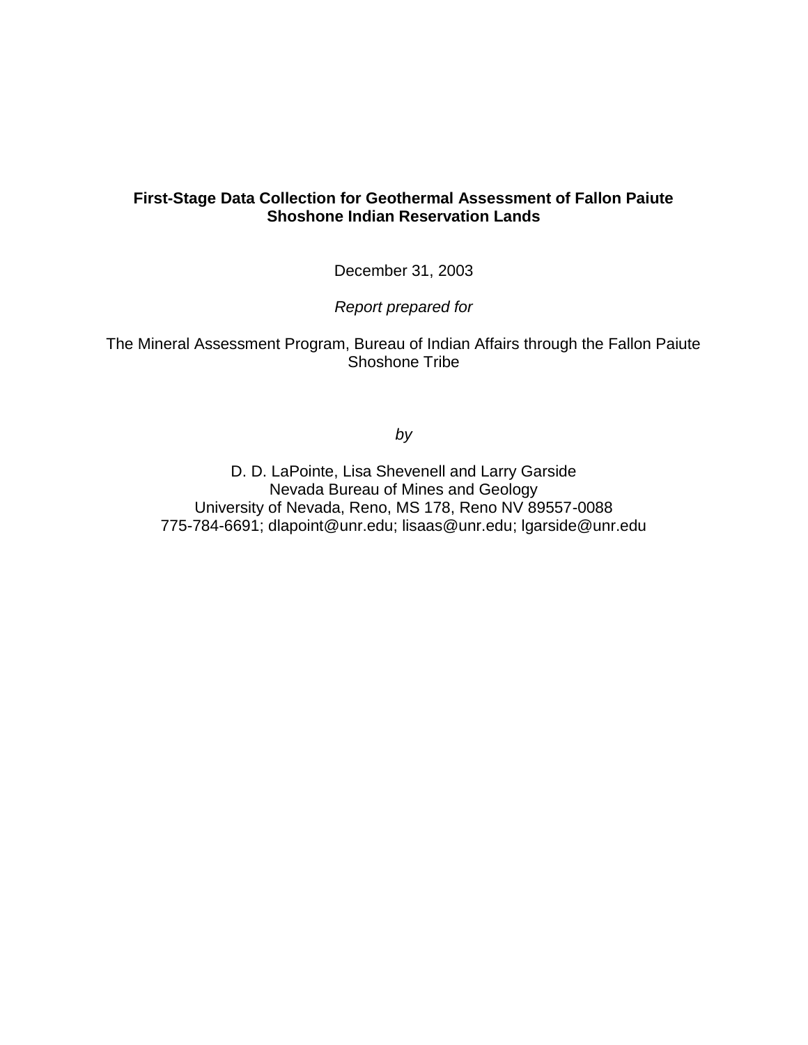# First-Stage Data Collection for Geothermal Assessment of Fallon Paiute Shoshone Indian Reservation Lands

December 31, 2003

*Report prepared for*

The Mineral Assessment Program, Bureau of Indian Affairs through the Fallon Paiute Shoshone Tribe

*by*

D. D. LaPointe, Lisa Shevenell and Larry Garside
Nevada Bureau of Mines and Geology
University of Nevada, Reno, MS 178, Reno NV 89557-0088
775-784-6691; dlapoint@unr.edu; lisaas@unr.edu; lgarside@unr.edu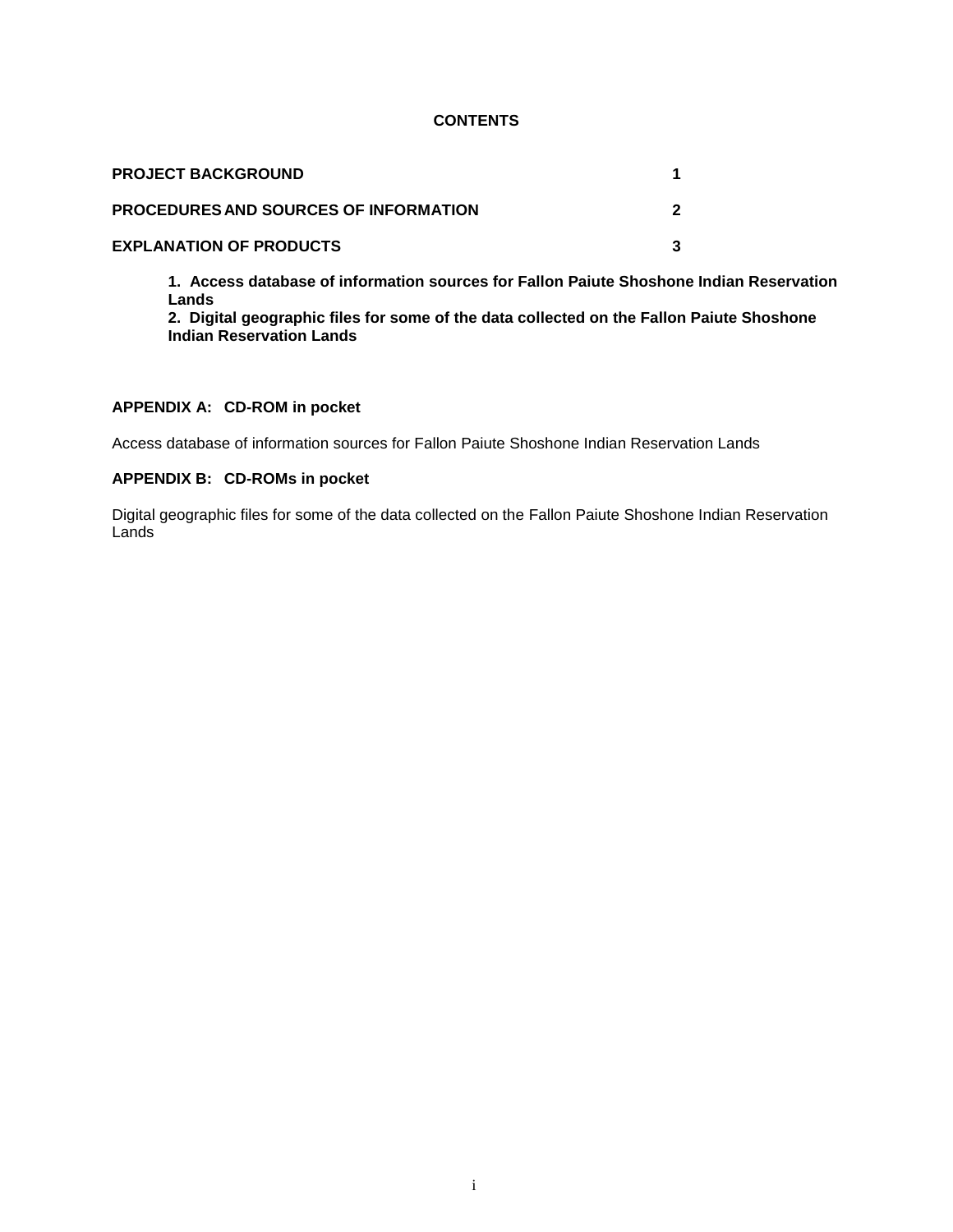# CONTENTS

| | |
|---|---|
| **PROJECT BACKGROUND** | **1** |
| **PROCEDURES AND SOURCES OF INFORMATION** | **2** |
| **EXPLANATION OF PRODUCTS** | **3** |

**1. Access database of information sources for Fallon Paiute Shoshone Indian Reservation Lands**
**2. Digital geographic files for some of the data collected on the Fallon Paiute Shoshone Indian Reservation Lands**

**APPENDIX A: CD-ROM in pocket**

Access database of information sources for Fallon Paiute Shoshone Indian Reservation Lands

**APPENDIX B: CD-ROMs in pocket**

Digital geographic files for some of the data collected on the Fallon Paiute Shoshone Indian Reservation Lands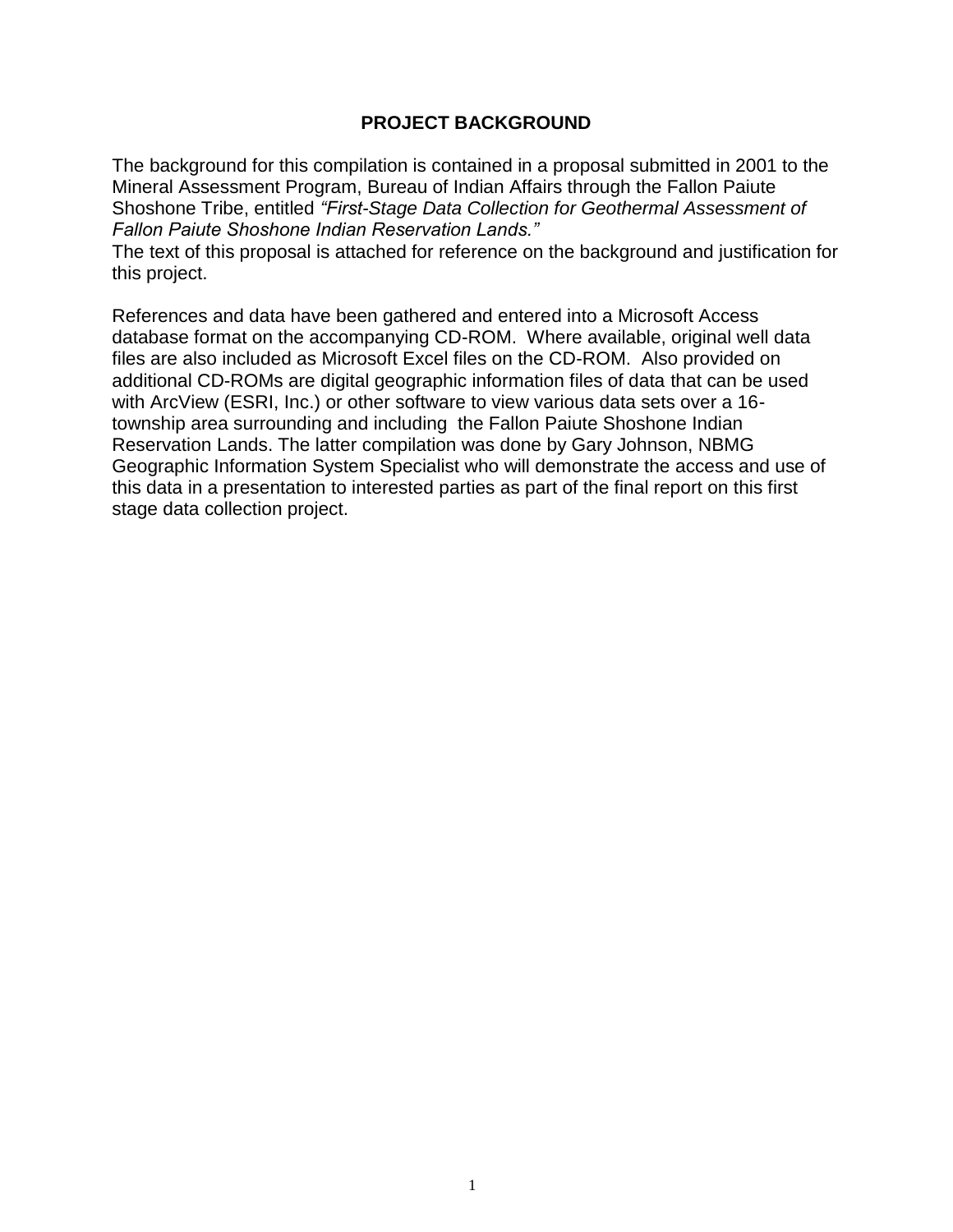# PROJECT BACKGROUND

The background for this compilation is contained in a proposal submitted in 2001 to the Mineral Assessment Program, Bureau of Indian Affairs through the Fallon Paiute Shoshone Tribe, entitled *"First-Stage Data Collection for Geothermal Assessment of Fallon Paiute Shoshone Indian Reservation Lands."*
The text of this proposal is attached for reference on the background and justification for this project.

References and data have been gathered and entered into a Microsoft Access database format on the accompanying CD-ROM. Where available, original well data files are also included as Microsoft Excel files on the CD-ROM. Also provided on additional CD-ROMs are digital geographic information files of data that can be used with ArcView (ESRI, Inc.) or other software to view various data sets over a 16-township area surrounding and including the Fallon Paiute Shoshone Indian Reservation Lands. The latter compilation was done by Gary Johnson, NBMG Geographic Information System Specialist who will demonstrate the access and use of this data in a presentation to interested parties as part of the final report on this first stage data collection project.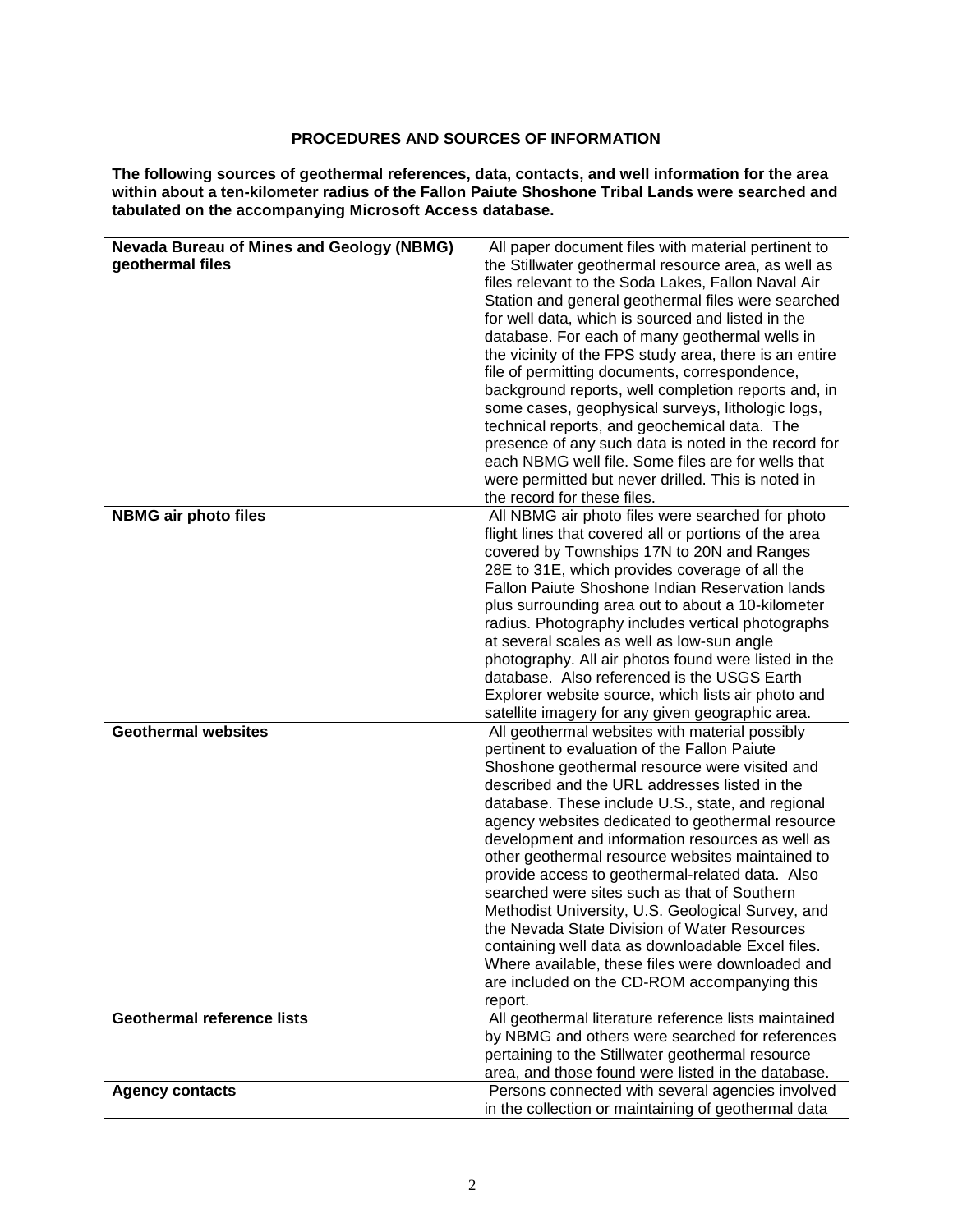**PROCEDURES AND SOURCES OF INFORMATION**

**The following sources of geothermal references, data, contacts, and well information for the area within about a ten-kilometer radius of the Fallon Paiute Shoshone Tribal Lands were searched and tabulated on the accompanying Microsoft Access database.**

| | |
|---|---|
| **Nevada Bureau of Mines and Geology (NBMG) geothermal files** | All paper document files with material pertinent to the Stillwater geothermal resource area, as well as files relevant to the Soda Lakes, Fallon Naval Air Station and general geothermal files were searched for well data, which is sourced and listed in the database. For each of many geothermal wells in the vicinity of the FPS study area, there is an entire file of permitting documents, correspondence, background reports, well completion reports and, in some cases, geophysical surveys, lithologic logs, technical reports, and geochemical data. The presence of any such data is noted in the record for each NBMG well file. Some files are for wells that were permitted but never drilled. This is noted in the record for these files. |
| **NBMG air photo files** | All NBMG air photo files were searched for photo flight lines that covered all or portions of the area covered by Townships 17N to 20N and Ranges 28E to 31E, which provides coverage of all the Fallon Paiute Shoshone Indian Reservation lands plus surrounding area out to about a 10-kilometer radius. Photography includes vertical photographs at several scales as well as low-sun angle photography. All air photos found were listed in the database. Also referenced is the USGS Earth Explorer website source, which lists air photo and satellite imagery for any given geographic area. |
| **Geothermal websites** | All geothermal websites with material possibly pertinent to evaluation of the Fallon Paiute Shoshone geothermal resource were visited and described and the URL addresses listed in the database. These include U.S., state, and regional agency websites dedicated to geothermal resource development and information resources as well as other geothermal resource websites maintained to provide access to geothermal-related data. Also searched were sites such as that of Southern Methodist University, U.S. Geological Survey, and the Nevada State Division of Water Resources containing well data as downloadable Excel files. Where available, these files were downloaded and are included on the CD-ROM accompanying this report. |
| **Geothermal reference lists** | All geothermal literature reference lists maintained by NBMG and others were searched for references pertaining to the Stillwater geothermal resource area, and those found were listed in the database. |
| **Agency contacts** | Persons connected with several agencies involved in the collection or maintaining of geothermal data |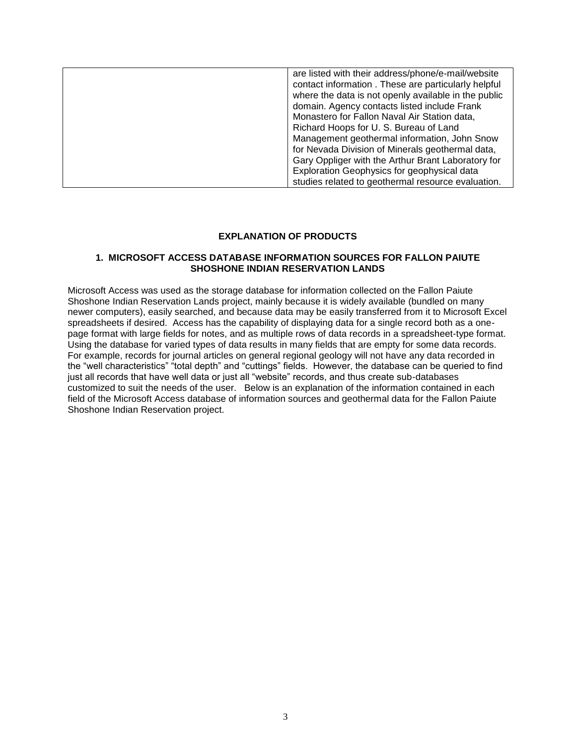| | |
|---|---|
| | are listed with their address/phone/e-mail/website contact information . These are particularly helpful where the data is not openly available in the public domain. Agency contacts listed include Frank Monastero for Fallon Naval Air Station data, Richard Hoops for U. S. Bureau of Land Management geothermal information, John Snow for Nevada Division of Minerals geothermal data, Gary Oppliger with the Arthur Brant Laboratory for Exploration Geophysics for geophysical data studies related to geothermal resource evaluation. |

## EXPLANATION OF PRODUCTS

### 1. MICROSOFT ACCESS DATABASE INFORMATION SOURCES FOR FALLON PAIUTE SHOSHONE INDIAN RESERVATION LANDS

Microsoft Access was used as the storage database for information collected on the Fallon Paiute Shoshone Indian Reservation Lands project, mainly because it is widely available (bundled on many newer computers), easily searched, and because data may be easily transferred from it to Microsoft Excel spreadsheets if desired. Access has the capability of displaying data for a single record both as a one-page format with large fields for notes, and as multiple rows of data records in a spreadsheet-type format. Using the database for varied types of data results in many fields that are empty for some data records. For example, records for journal articles on general regional geology will not have any data recorded in the "well characteristics" "total depth" and "cuttings" fields. However, the database can be queried to find just all records that have well data or just all "website" records, and thus create sub-databases customized to suit the needs of the user. Below is an explanation of the information contained in each field of the Microsoft Access database of information sources and geothermal data for the Fallon Paiute Shoshone Indian Reservation project.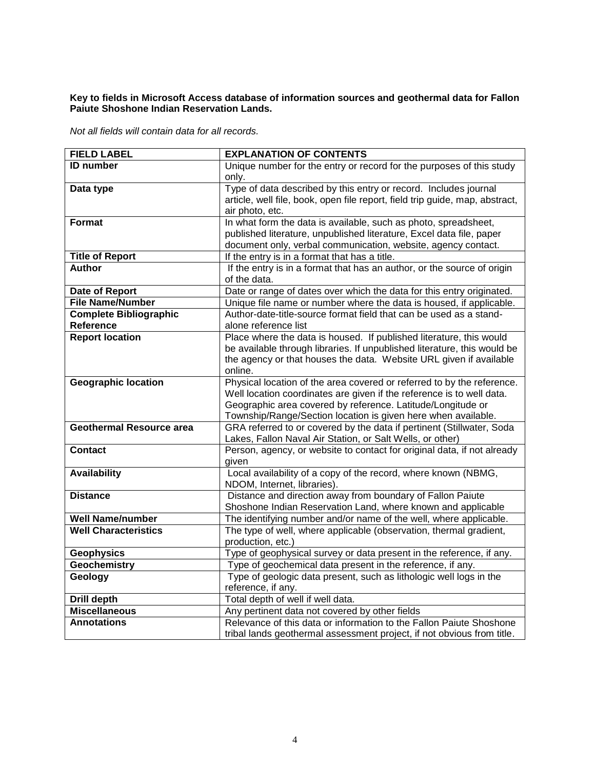**Key to fields in Microsoft Access database of information sources and geothermal data for Fallon Paiute Shoshone Indian Reservation Lands.**

*Not all fields will contain data for all records.*

| FIELD LABEL | EXPLANATION OF CONTENTS |
|---|---|
| **ID number** | Unique number for the entry or record for the purposes of this study only. |
| **Data type** | Type of data described by this entry or record. Includes journal article, well file, book, open file report, field trip guide, map, abstract, air photo, etc. |
| **Format** | In what form the data is available, such as photo, spreadsheet, published literature, unpublished literature, Excel data file, paper document only, verbal communication, website, agency contact. |
| **Title of Report** | If the entry is in a format that has a title. |
| **Author** | If the entry is in a format that has an author, or the source of origin of the data. |
| **Date of Report** | Date or range of dates over which the data for this entry originated. |
| **File Name/Number** | Unique file name or number where the data is housed, if applicable. |
| **Complete Bibliographic Reference** | Author-date-title-source format field that can be used as a stand-alone reference list |
| **Report location** | Place where the data is housed. If published literature, this would be available through libraries. If unpublished literature, this would be the agency or that houses the data. Website URL given if available online. |
| **Geographic location** | Physical location of the area covered or referred to by the reference. Well location coordinates are given if the reference is to well data. Geographic area covered by reference. Latitude/Longitude or Township/Range/Section location is given here when available. |
| **Geothermal Resource area** | GRA referred to or covered by the data if pertinent (Stillwater, Soda Lakes, Fallon Naval Air Station, or Salt Wells, or other) |
| **Contact** | Person, agency, or website to contact for original data, if not already given |
| **Availability** | Local availability of a copy of the record, where known (NBMG, NDOM, Internet, libraries). |
| **Distance** | Distance and direction away from boundary of Fallon Paiute Shoshone Indian Reservation Land, where known and applicable |
| **Well Name/number** | The identifying number and/or name of the well, where applicable. |
| **Well Characteristics** | The type of well, where applicable (observation, thermal gradient, production, etc.) |
| **Geophysics** | Type of geophysical survey or data present in the reference, if any. |
| **Geochemistry** | Type of geochemical data present in the reference, if any. |
| **Geology** | Type of geologic data present, such as lithologic well logs in the reference, if any. |
| **Drill depth** | Total depth of well if well data. |
| **Miscellaneous** | Any pertinent data not covered by other fields |
| **Annotations** | Relevance of this data or information to the Fallon Paiute Shoshone tribal lands geothermal assessment project, if not obvious from title. |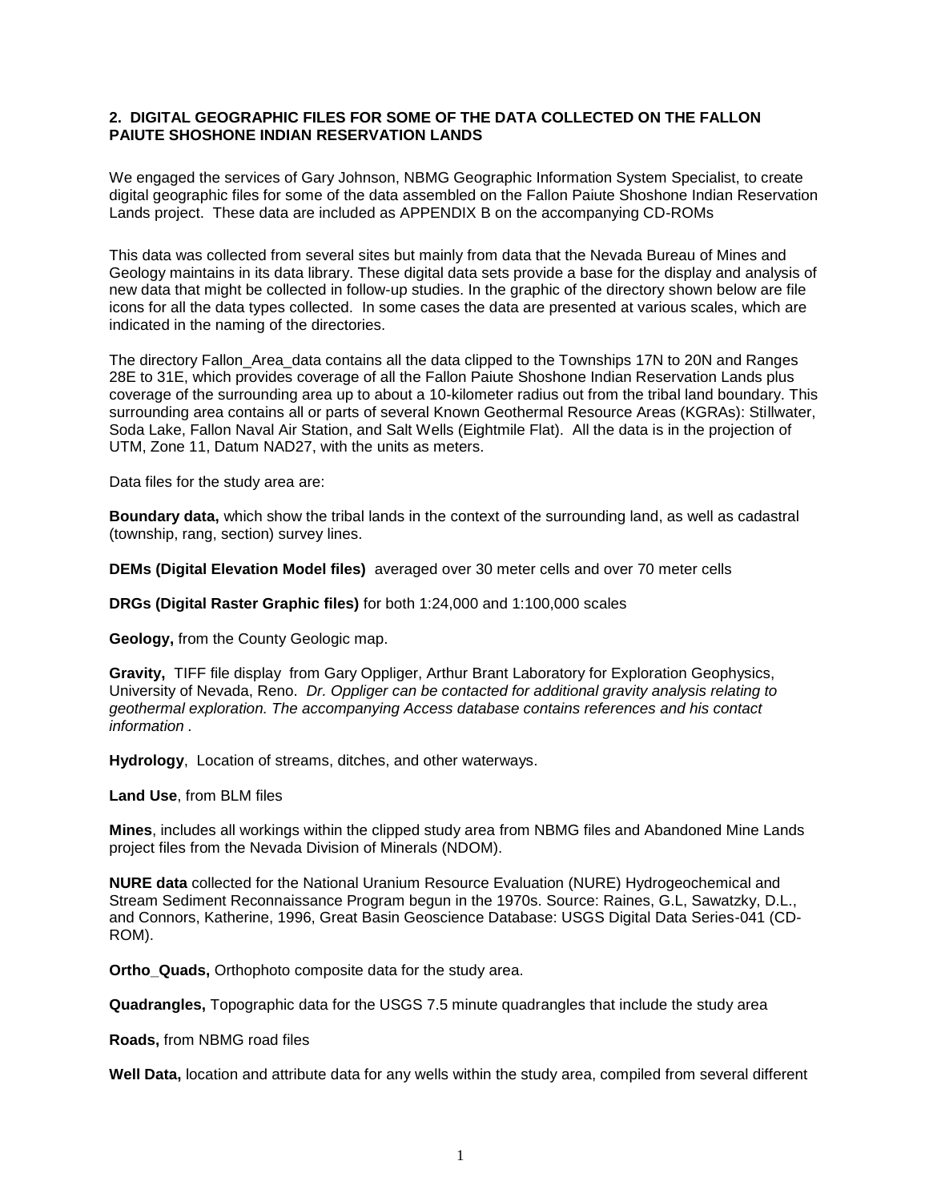## 2. DIGITAL GEOGRAPHIC FILES FOR SOME OF THE DATA COLLECTED ON THE FALLON PAIUTE SHOSHONE INDIAN RESERVATION LANDS

We engaged the services of Gary Johnson, NBMG Geographic Information System Specialist, to create digital geographic files for some of the data assembled on the Fallon Paiute Shoshone Indian Reservation Lands project. These data are included as APPENDIX B on the accompanying CD-ROMs

This data was collected from several sites but mainly from data that the Nevada Bureau of Mines and Geology maintains in its data library. These digital data sets provide a base for the display and analysis of new data that might be collected in follow-up studies. In the graphic of the directory shown below are file icons for all the data types collected. In some cases the data are presented at various scales, which are indicated in the naming of the directories.

The directory Fallon_Area_data contains all the data clipped to the Townships 17N to 20N and Ranges 28E to 31E, which provides coverage of all the Fallon Paiute Shoshone Indian Reservation Lands plus coverage of the surrounding area up to about a 10-kilometer radius out from the tribal land boundary. This surrounding area contains all or parts of several Known Geothermal Resource Areas (KGRAs): Stillwater, Soda Lake, Fallon Naval Air Station, and Salt Wells (Eightmile Flat). All the data is in the projection of UTM, Zone 11, Datum NAD27, with the units as meters.

Data files for the study area are:

**Boundary data,** which show the tribal lands in the context of the surrounding land, as well as cadastral (township, rang, section) survey lines.

**DEMs (Digital Elevation Model files)** averaged over 30 meter cells and over 70 meter cells

**DRGs (Digital Raster Graphic files)** for both 1:24,000 and 1:100,000 scales

**Geology,** from the County Geologic map.

**Gravity,** TIFF file display from Gary Oppliger, Arthur Brant Laboratory for Exploration Geophysics, University of Nevada, Reno. *Dr. Oppliger can be contacted for additional gravity analysis relating to geothermal exploration. The accompanying Access database contains references and his contact information .*

**Hydrology**, Location of streams, ditches, and other waterways.

**Land Use**, from BLM files

**Mines**, includes all workings within the clipped study area from NBMG files and Abandoned Mine Lands project files from the Nevada Division of Minerals (NDOM).

**NURE data** collected for the National Uranium Resource Evaluation (NURE) Hydrogeochemical and Stream Sediment Reconnaissance Program begun in the 1970s. Source: Raines, G.L, Sawatzky, D.L., and Connors, Katherine, 1996, Great Basin Geoscience Database: USGS Digital Data Series-041 (CD-ROM).

**Ortho_Quads,** Orthophoto composite data for the study area.

**Quadrangles,** Topographic data for the USGS 7.5 minute quadrangles that include the study area

**Roads,** from NBMG road files

**Well Data,** location and attribute data for any wells within the study area, compiled from several different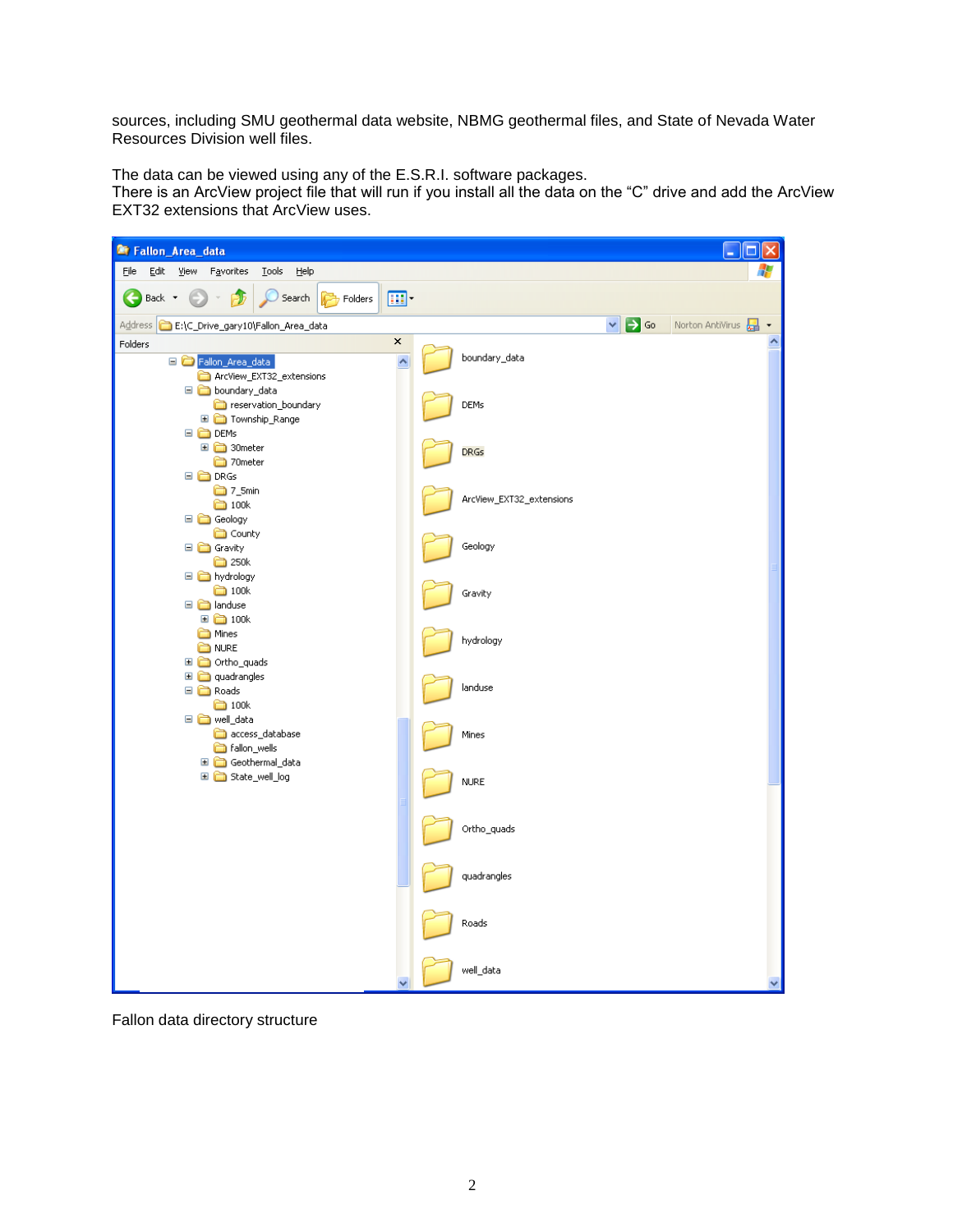sources, including SMU geothermal data website, NBMG geothermal files, and State of Nevada Water Resources Division well files.

The data can be viewed using any of the E.S.R.I. software packages.
There is an ArcView project file that will run if you install all the data on the “C” drive and add the ArcView EXT32 extensions that ArcView uses.

Fallon data directory structure